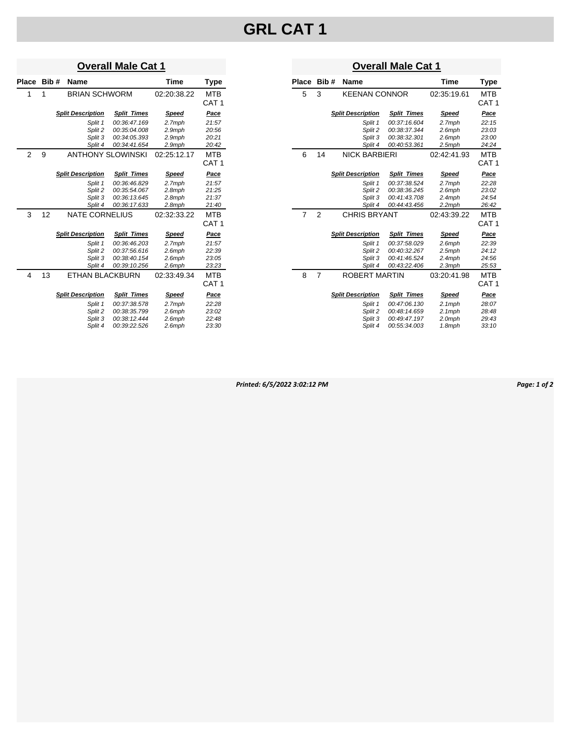# GRL CAT 1

## Overall Male Cat 1

| Place | Bib # | Name | Time | Type |
|---|---|---|---|---|
| 1 | 1 | BRIAN SCHWORM | 02:20:38.22 | MTB CAT 1 |
| 2 | 9 | ANTHONY SLOWINSKI | 02:25:12.17 | MTB CAT 1 |
| 3 | 12 | NATE CORNELIUS | 02:32:33.22 | MTB CAT 1 |
| 4 | 13 | ETHAN BLACKBURN | 02:33:49.34 | MTB CAT 1 |
| 5 | 3 | KEENAN CONNOR | 02:35:19.61 | MTB CAT 1 |
| 6 | 14 | NICK BARBIERI | 02:42:41.93 | MTB CAT 1 |
| 7 | 2 | CHRIS BRYANT | 02:43:39.22 | MTB CAT 1 |
| 8 | 7 | ROBERT MARTIN | 03:20:41.98 | MTB CAT 1 |

**1 – BRIAN SCHWORM (Bib 1)**

| Split Description | Split Times | Speed | Pace |
|---|---|---|---|
| Split 1 | 00:36:47.169 | 2.7mph | 21:57 |
| Split 2 | 00:35:04.008 | 2.9mph | 20:56 |
| Split 3 | 00:34:05.393 | 2.9mph | 20:21 |
| Split 4 | 00:34:41.654 | 2.9mph | 20:42 |

**2 – ANTHONY SLOWINSKI (Bib 9)**

| Split Description | Split Times | Speed | Pace |
|---|---|---|---|
| Split 1 | 00:36:46.829 | 2.7mph | 21:57 |
| Split 2 | 00:35:54.067 | 2.8mph | 21:25 |
| Split 3 | 00:36:13.645 | 2.8mph | 21:37 |
| Split 4 | 00:36:17.633 | 2.8mph | 21:40 |

**3 – NATE CORNELIUS (Bib 12)**

| Split Description | Split Times | Speed | Pace |
|---|---|---|---|
| Split 1 | 00:36:46.203 | 2.7mph | 21:57 |
| Split 2 | 00:37:56.616 | 2.6mph | 22:39 |
| Split 3 | 00:38:40.154 | 2.6mph | 23:05 |
| Split 4 | 00:39:10.256 | 2.6mph | 23:23 |

**4 – ETHAN BLACKBURN (Bib 13)**

| Split Description | Split Times | Speed | Pace |
|---|---|---|---|
| Split 1 | 00:37:38.578 | 2.7mph | 22:28 |
| Split 2 | 00:38:35.799 | 2.6mph | 23:02 |
| Split 3 | 00:38:12.444 | 2.6mph | 22:48 |
| Split 4 | 00:39:22.526 | 2.6mph | 23:30 |

**5 – KEENAN CONNOR (Bib 3)**

| Split Description | Split Times | Speed | Pace |
|---|---|---|---|
| Split 1 | 00:37:16.604 | 2.7mph | 22:15 |
| Split 2 | 00:38:37.344 | 2.6mph | 23:03 |
| Split 3 | 00:38:32.301 | 2.6mph | 23:00 |
| Split 4 | 00:40:53.361 | 2.5mph | 24:24 |

**6 – NICK BARBIERI (Bib 14)**

| Split Description | Split Times | Speed | Pace |
|---|---|---|---|
| Split 1 | 00:37:38.524 | 2.7mph | 22:28 |
| Split 2 | 00:38:36.245 | 2.6mph | 23:02 |
| Split 3 | 00:41:43.708 | 2.4mph | 24:54 |
| Split 4 | 00:44:43.456 | 2.2mph | 26:42 |

**7 – CHRIS BRYANT (Bib 2)**

| Split Description | Split Times | Speed | Pace |
|---|---|---|---|
| Split 1 | 00:37:58.029 | 2.6mph | 22:39 |
| Split 2 | 00:40:32.267 | 2.5mph | 24:12 |
| Split 3 | 00:41:46.524 | 2.4mph | 24:56 |
| Split 4 | 00:43:22.406 | 2.3mph | 25:53 |

**8 – ROBERT MARTIN (Bib 7)**

| Split Description | Split Times | Speed | Pace |
|---|---|---|---|
| Split 1 | 00:47:06.130 | 2.1mph | 28:07 |
| Split 2 | 00:48:14.659 | 2.1mph | 28:48 |
| Split 3 | 00:49:47.197 | 2.0mph | 29:43 |
| Split 4 | 00:55:34.003 | 1.8mph | 33:10 |

*Printed: 6/5/2022 3:02:12 PM*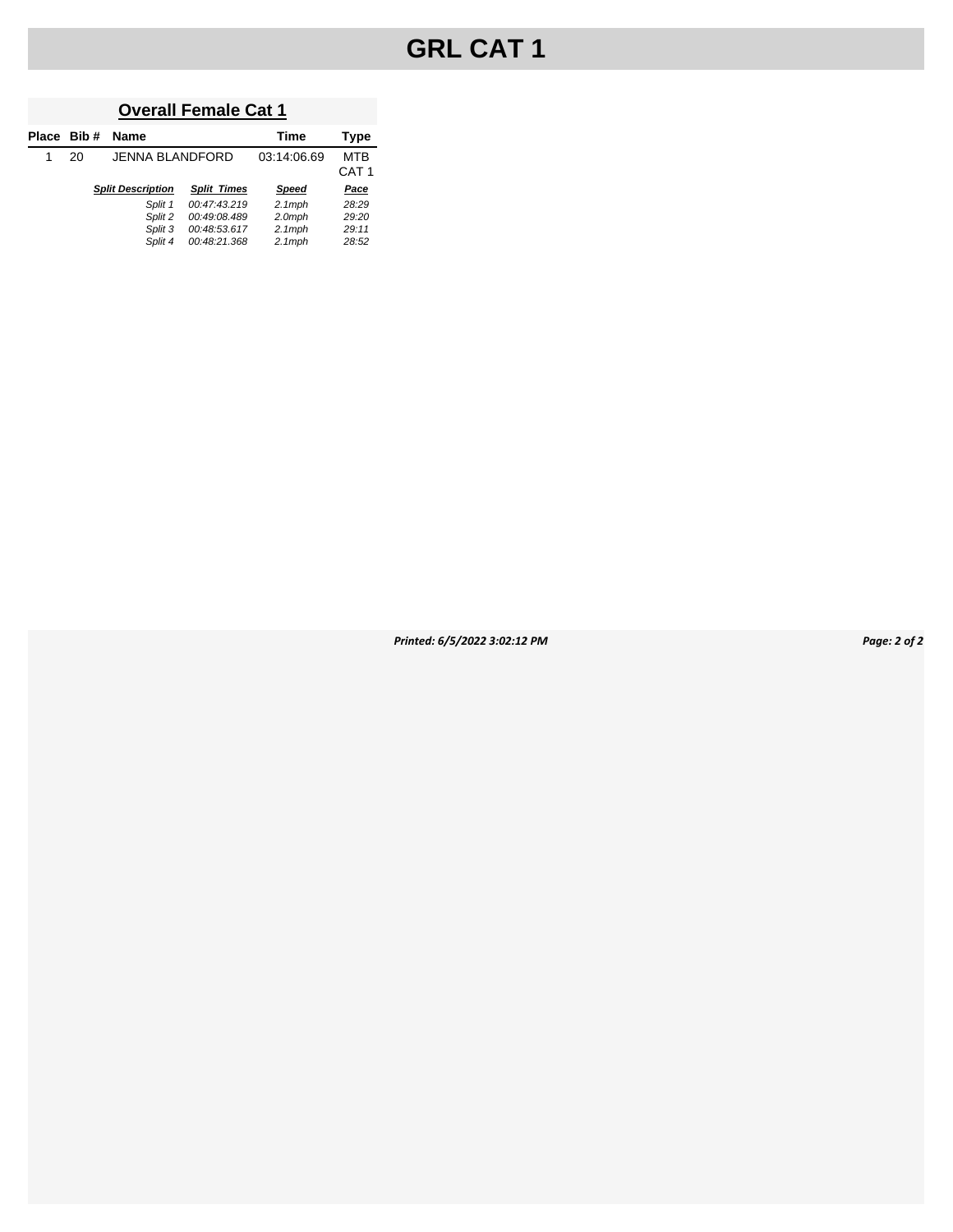# GRL CAT 1

## Overall Female Cat 1

| Place | Bib # | Name | Time | Type |
| --- | --- | --- | --- | --- |
| 1 | 20 | JENNA BLANDFORD | 03:14:06.69 | MTB CAT 1 |

| *Split Description* | *Split Times* | *Speed* | *Pace* |
| --- | --- | --- | --- |
| *Split 1* | *00:47:43.219* | *2.1mph* | *28:29* |
| *Split 2* | *00:49:08.489* | *2.0mph* | *29:20* |
| *Split 3* | *00:48:53.617* | *2.1mph* | *29:11* |
| *Split 4* | *00:48:21.368* | *2.1mph* | *28:52* |

***Printed: 6/5/2022 3:02:12 PM***